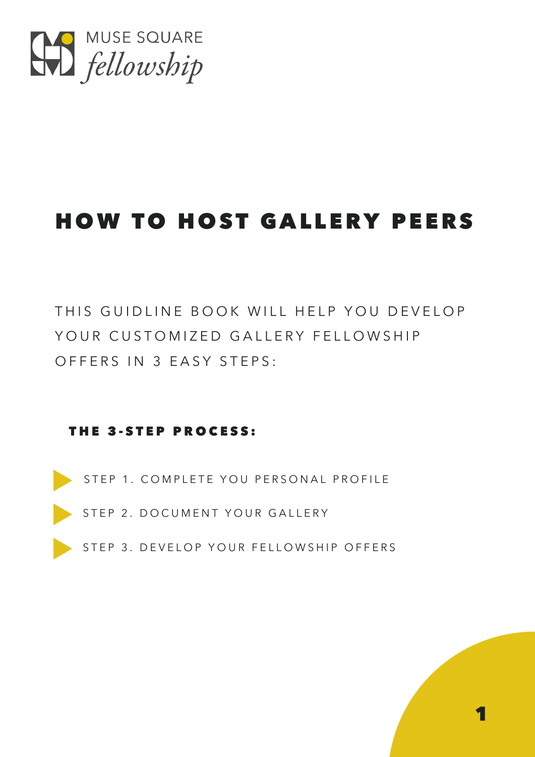MUSE SQUARE *fellowship*

# HOW TO HOST GALLERY PEERS

THIS GUIDLINE BOOK WILL HELP YOU DEVELOP YOUR CUSTOMIZED GALLERY FELLOWSHIP OFFERS IN 3 EASY STEPS:

### THE 3-STEP PROCESS:

- STEP 1. COMPLETE YOU PERSONAL PROFILE
- STEP 2. DOCUMENT YOUR GALLERY
- STEP 3. DEVELOP YOUR FELLOWSHIP OFFERS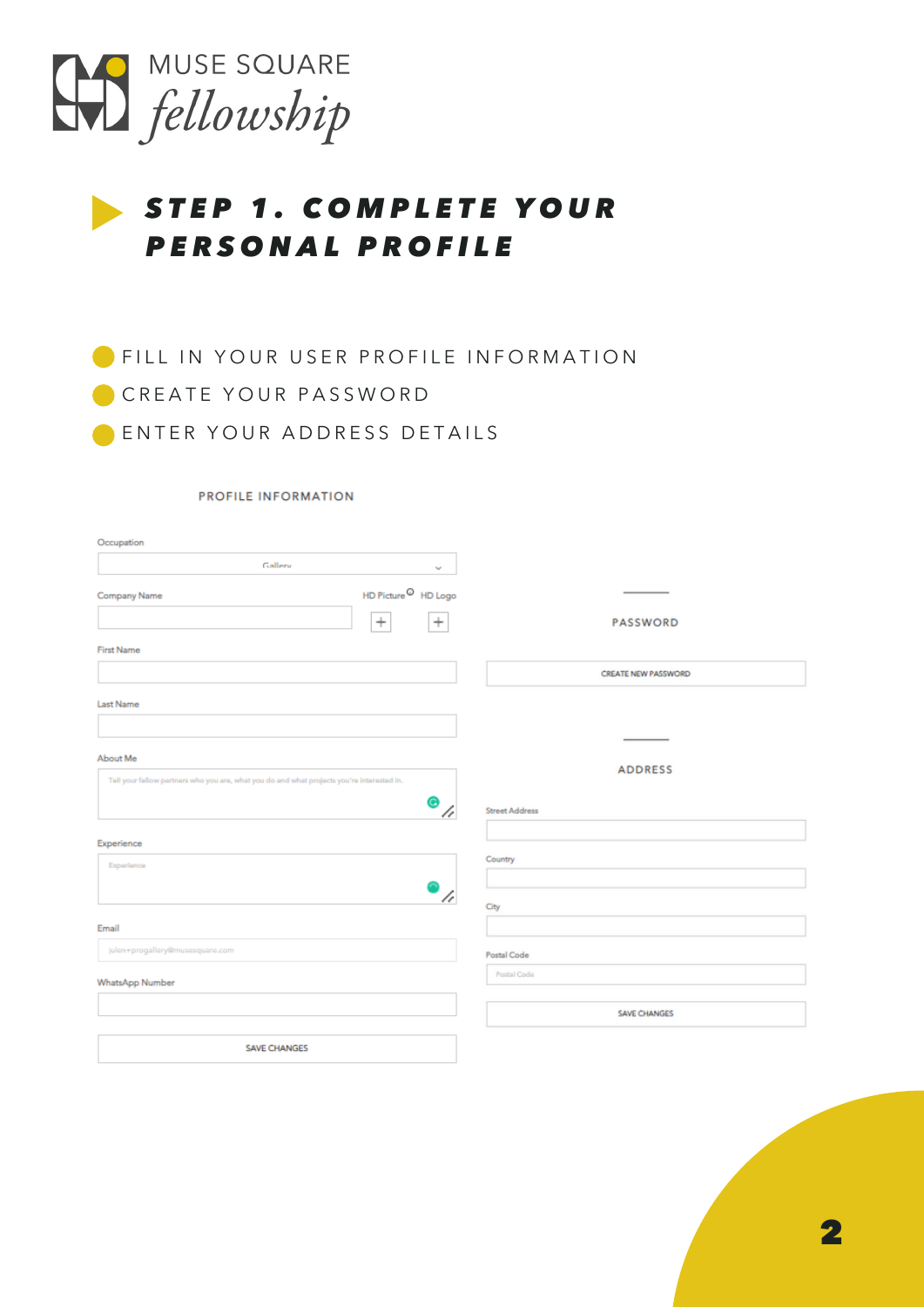# MUSE SQUARE *fellowship*

## STEP 1. COMPLETE YOUR PERSONAL PROFILE

- FILL IN YOUR USER PROFILE INFORMATION
- CREATE YOUR PASSWORD
- ENTER YOUR ADDRESS DETAILS

PROFILE INFORMATION

Occupation

Gallery

Company Name

HD Picture HD Logo

First Name

Last Name

About Me

Tell your fellow partners who you are, what you do and what projects you're interested in.

Experience

Experience

Email

julon+progallery@musesquare.com

WhatsApp Number

SAVE CHANGES

PASSWORD

CREATE NEW PASSWORD

ADDRESS

Street Address

Country

City

Postal Code

Postal Code

SAVE CHANGES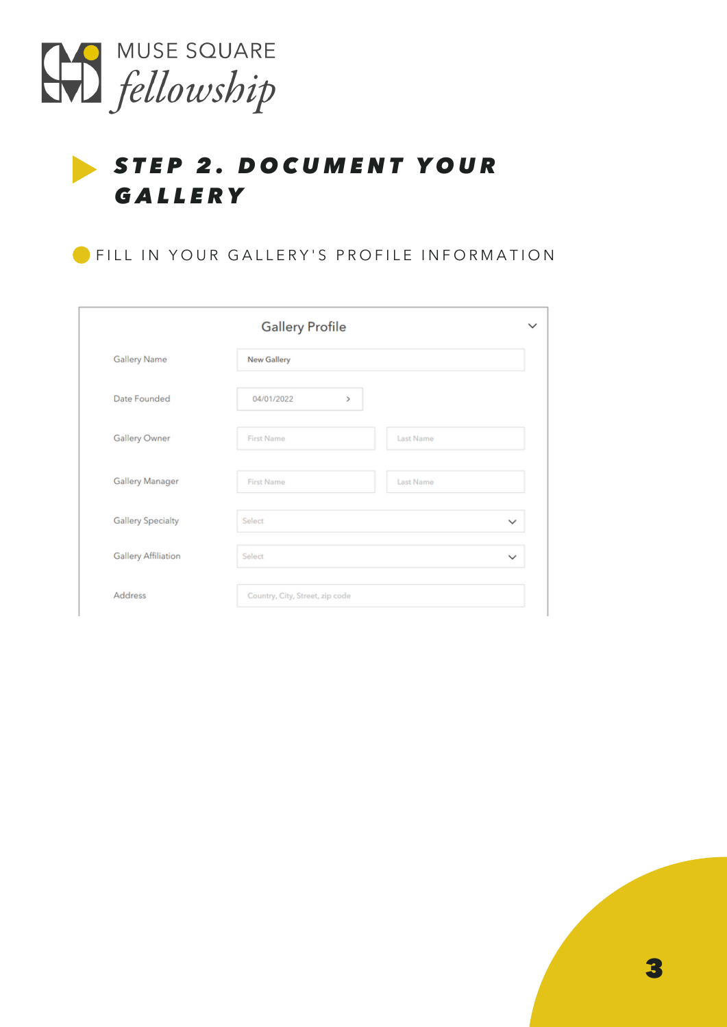MUSE SQUARE *fellowship*

## ***STEP 2. DOCUMENT YOUR GALLERY***

FILL IN YOUR GALLERY'S PROFILE INFORMATION

**Gallery Profile**

| Field | Input |
|---|---|
| Gallery Name | New Gallery |
| Date Founded | 04/01/2022 |
| Gallery Owner | First Name / Last Name |
| Gallery Manager | First Name / Last Name |
| Gallery Specialty | Select |
| Gallery Affiliation | Select |
| Address | Country, City, Street, zip code |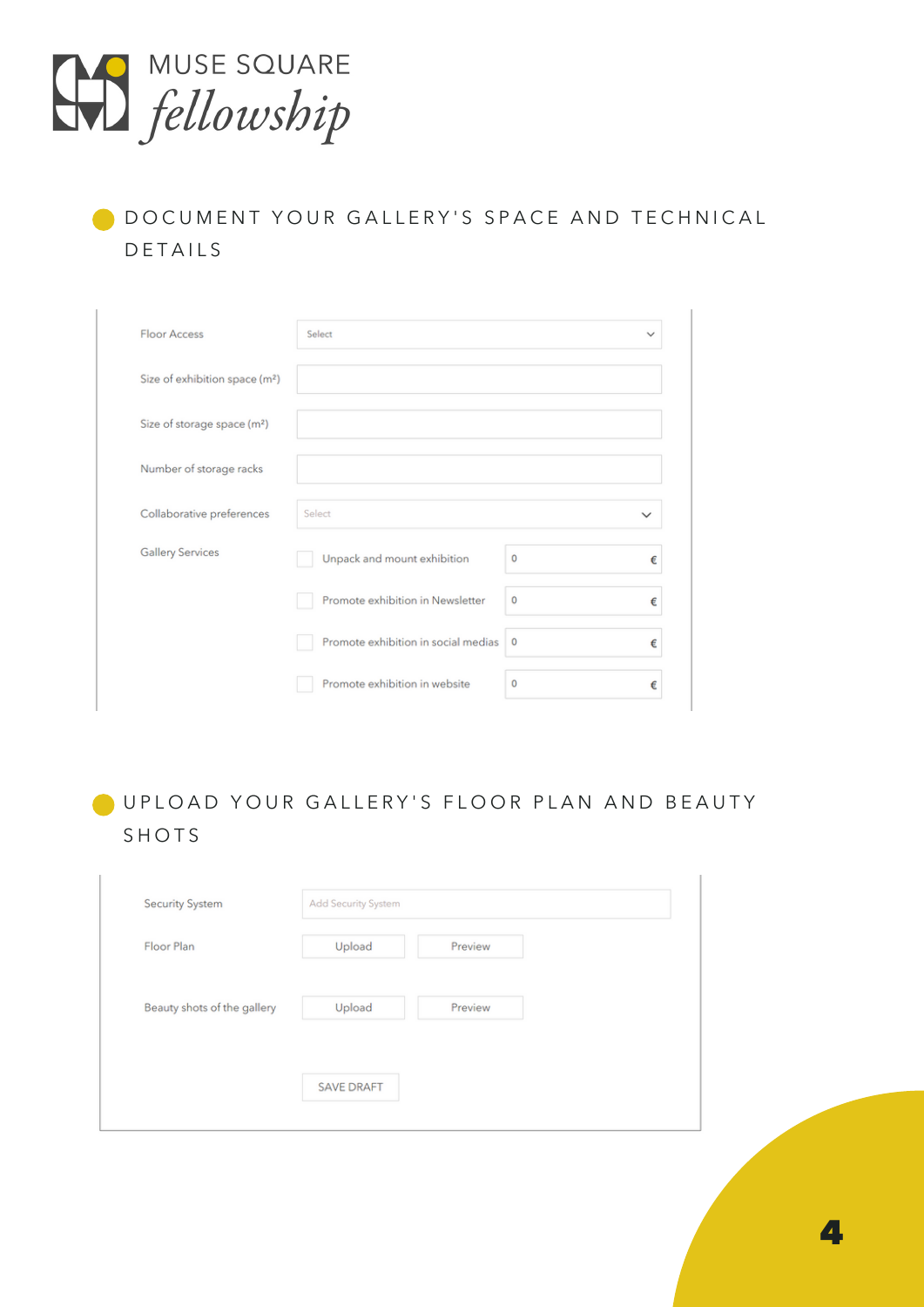MUSE SQUARE *fellowship*

## DOCUMENT YOUR GALLERY'S SPACE AND TECHNICAL DETAILS

| Field | Value | |
|---|---|---|
| Floor Access | Select | |
| Size of exhibition space (m²) | | |
| Size of storage space (m²) | | |
| Number of storage racks | | |
| Collaborative preferences | Select | |
| Gallery Services | Unpack and mount exhibition | 0 € |
| | Promote exhibition in Newsletter | 0 € |
| | Promote exhibition in social medias | 0 € |
| | Promote exhibition in website | 0 € |

## UPLOAD YOUR GALLERY'S FLOOR PLAN AND BEAUTY SHOTS

| Field | Action | |
|---|---|---|
| Security System | Add Security System | |
| Floor Plan | Upload | Preview |
| Beauty shots of the gallery | Upload | Preview |

SAVE DRAFT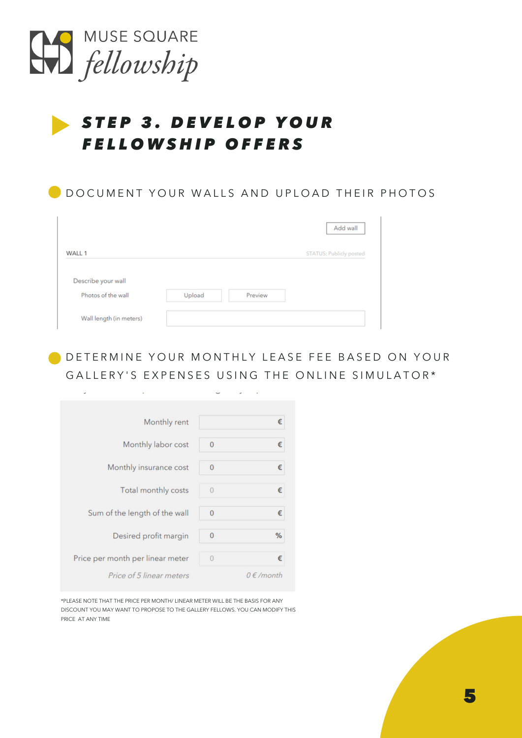# MUSE SQUARE *fellowship*

## STEP 3. DEVELOP YOUR FELLOWSHIP OFFERS

### DOCUMENT YOUR WALLS AND UPLOAD THEIR PHOTOS

Add wall

WALL 1 — STATUS: Publicly posted

Describe your wall

| | | |
|---|---|---|
| Photos of the wall | Upload | Preview |
| Wall length (in meters) | | |

### DETERMINE YOUR MONTHLY LEASE FEE BASED ON YOUR GALLERY'S EXPENSES USING THE ONLINE SIMULATOR*

| | | |
|---|---|---|
| Monthly rent | | € |
| Monthly labor cost | 0 | € |
| Monthly insurance cost | 0 | € |
| Total monthly costs | 0 | € |
| Sum of the length of the wall | 0 | € |
| Desired profit margin | 0 | % |
| Price per month per linear meter | 0 | € |
| *Price of 5 linear meters* | | *0 € /month* |

*PLEASE NOTE THAT THE PRICE PER MONTH/ LINEAR METER WILL BE THE BASIS FOR ANY DISCOUNT YOU MAY WANT TO PROPOSE TO THE GALLERY FELLOWS. YOU CAN MODIFY THIS PRICE AT ANY TIME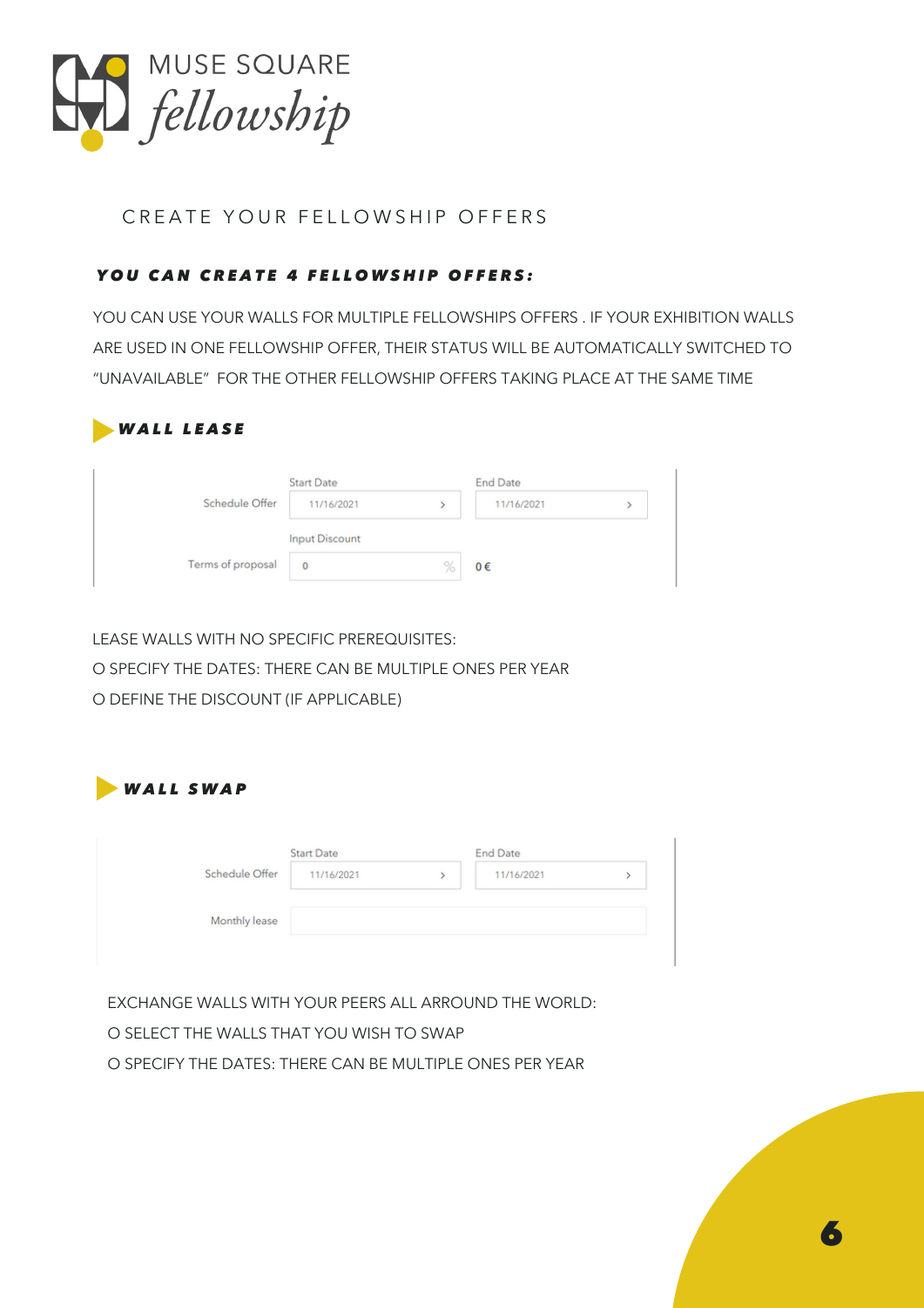MUSE SQUARE *fellowship*

## CREATE YOUR FELLOWSHIP OFFERS

***YOU CAN CREATE 4 FELLOWSHIP OFFERS:***

YOU CAN USE YOUR WALLS FOR MULTIPLE FELLOWSHIPS OFFERS . IF YOUR EXHIBITION WALLS ARE USED IN ONE FELLOWSHIP OFFER, THEIR STATUS WILL BE AUTOMATICALLY SWITCHED TO "UNAVAILABLE" FOR THE OTHER FELLOWSHIP OFFERS TAKING PLACE AT THE SAME TIME

### ***WALL LEASE***

| | Start Date | End Date |
|---|---|---|
| Schedule Offer | 11/16/2021 | 11/16/2021 |
| | Input Discount | |
| Terms of proposal | 0 % | 0 € |

LEASE WALLS WITH NO SPECIFIC PREREQUISITES:

O SPECIFY THE DATES: THERE CAN BE MULTIPLE ONES PER YEAR

O DEFINE THE DISCOUNT (IF APPLICABLE)

### ***WALL SWAP***

| | Start Date | End Date |
|---|---|---|
| Schedule Offer | 11/16/2021 | 11/16/2021 |
| Monthly lease | | |

EXCHANGE WALLS WITH YOUR PEERS ALL ARROUND THE WORLD:

O SELECT THE WALLS THAT YOU WISH TO SWAP

O SPECIFY THE DATES: THERE CAN BE MULTIPLE ONES PER YEAR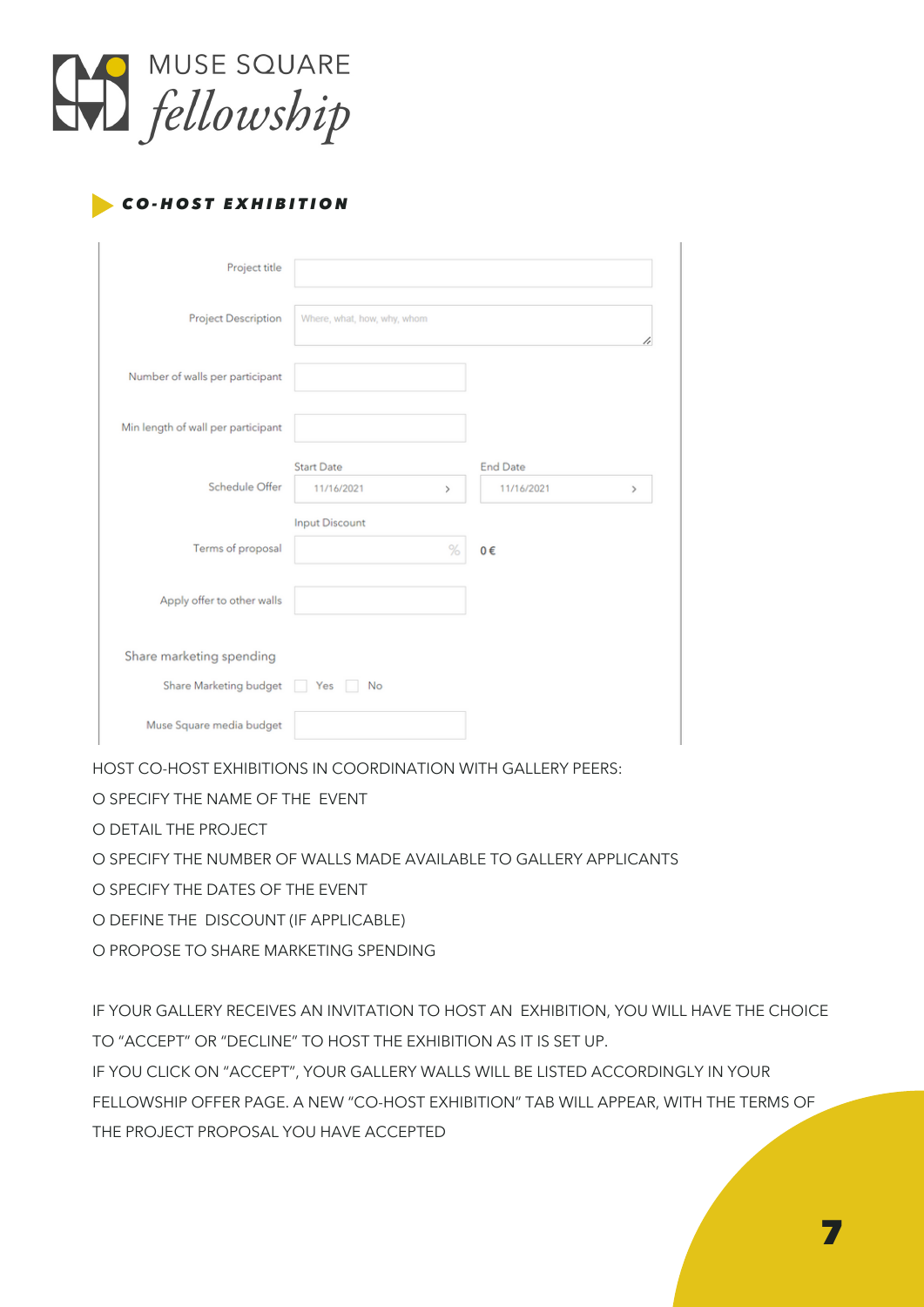# MUSE SQUARE *fellowship*

### ***CO-HOST EXHIBITION***

| Field | Value |
|---|---|
| Project title | |
| Project Description | Where, what, how, why, whom |
| Number of walls per participant | |
| Min length of wall per participant | |
| Schedule Offer | Start Date: 11/16/2021 — End Date: 11/16/2021 |
| Terms of proposal | Input Discount: % — 0 € |
| Apply offer to other walls | |

Share marketing spending

| Field | Value |
|---|---|
| Share Marketing budget | ☐ Yes ☐ No |
| Muse Square media budget | |

HOST CO-HOST EXHIBITIONS IN COORDINATION WITH GALLERY PEERS:

- SPECIFY THE NAME OF THE EVENT
- DETAIL THE PROJECT
- SPECIFY THE NUMBER OF WALLS MADE AVAILABLE TO GALLERY APPLICANTS
- SPECIFY THE DATES OF THE EVENT
- DEFINE THE DISCOUNT (IF APPLICABLE)
- PROPOSE TO SHARE MARKETING SPENDING

IF YOUR GALLERY RECEIVES AN INVITATION TO HOST AN EXHIBITION, YOU WILL HAVE THE CHOICE TO "ACCEPT" OR "DECLINE" TO HOST THE EXHIBITION AS IT IS SET UP.

IF YOU CLICK ON "ACCEPT", YOUR GALLERY WALLS WILL BE LISTED ACCORDINGLY IN YOUR FELLOWSHIP OFFER PAGE. A NEW "CO-HOST EXHIBITION" TAB WILL APPEAR, WITH THE TERMS OF THE PROJECT PROPOSAL YOU HAVE ACCEPTED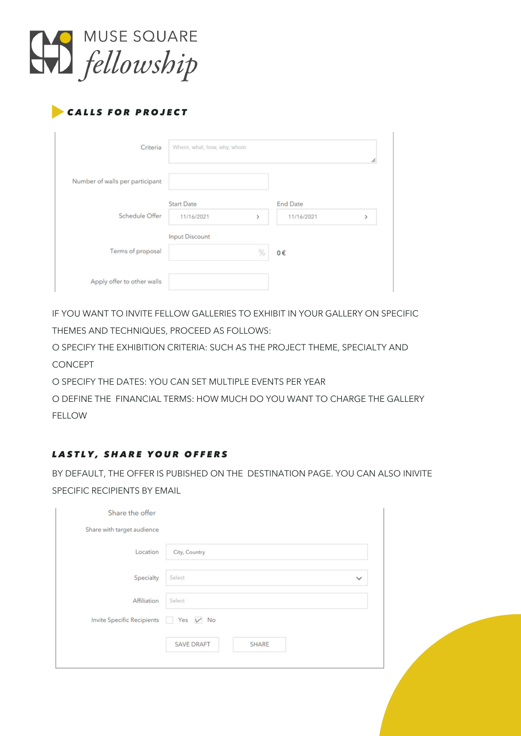MUSE SQUARE
*fellowship*

## *CALLS FOR PROJECT*

| | |
|---|---|
| Criteria | Where, what, how, why, whom |
| Number of walls per participant | |
| Schedule Offer | Start Date: 11/16/2021 — End Date: 11/16/2021 |
| Terms of proposal | Input Discount: % — 0€ |
| Apply offer to other walls | |

IF YOU WANT TO INVITE FELLOW GALLERIES TO EXHIBIT IN YOUR GALLERY ON SPECIFIC THEMES AND TECHNIQUES, PROCEED AS FOLLOWS:

- SPECIFY THE EXHIBITION CRITERIA: SUCH AS THE PROJECT THEME, SPECIALTY AND CONCEPT
- SPECIFY THE DATES: YOU CAN SET MULTIPLE EVENTS PER YEAR
- DEFINE THE FINANCIAL TERMS: HOW MUCH DO YOU WANT TO CHARGE THE GALLERY FELLOW

### *LASTLY, SHARE YOUR OFFERS*

BY DEFAULT, THE OFFER IS PUBISHED ON THE DESTINATION PAGE. YOU CAN ALSO INIVITE SPECIFIC RECIPIENTS BY EMAIL

Share the offer

Share with target audience

| | |
|---|---|
| Location | City, Country |
| Specialty | Select |
| Affiliation | Select |
| Invite Specific Recipients | ☐ Yes ☑ No |

SAVE DRAFT | SHARE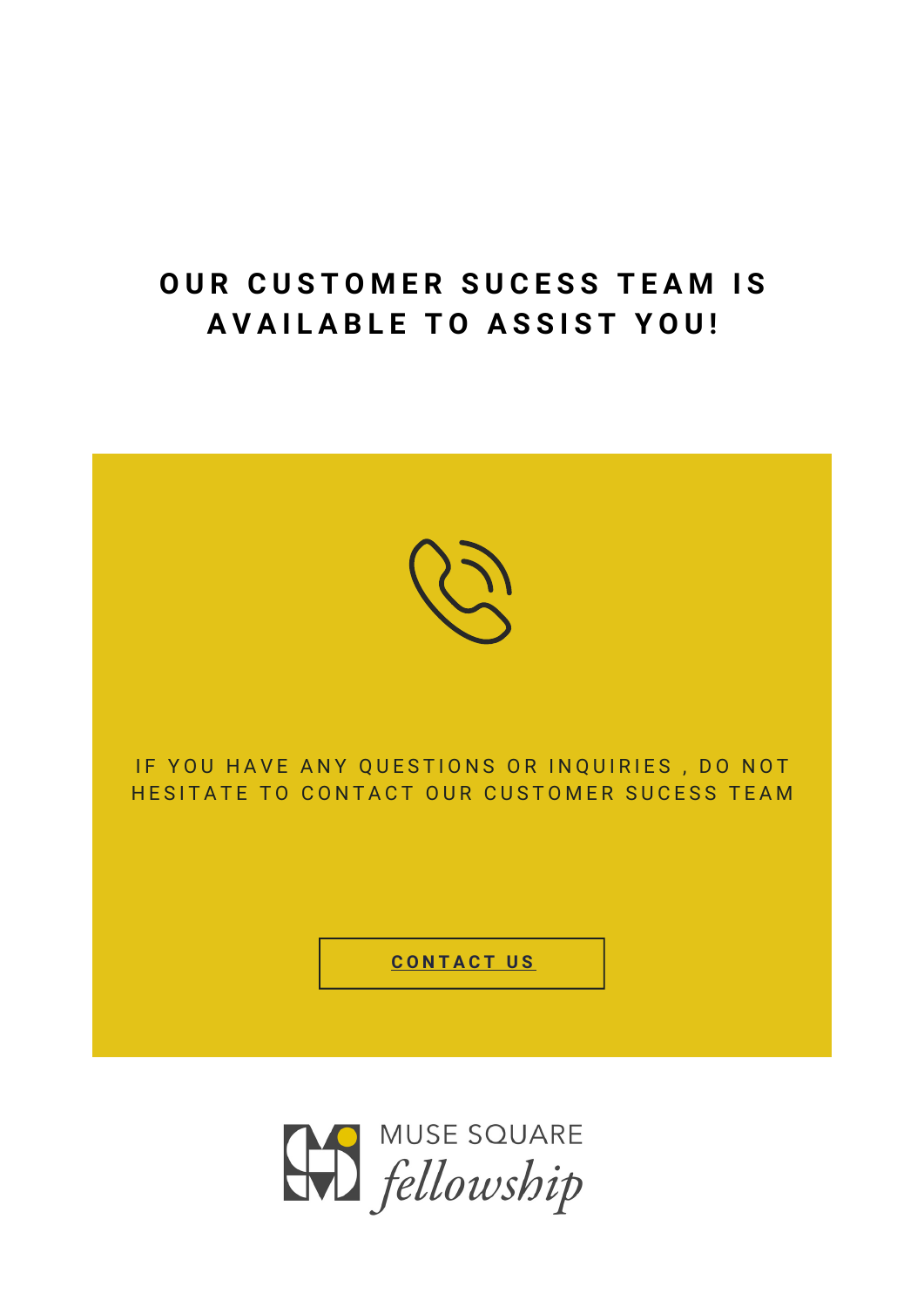## OUR CUSTOMER SUCESS TEAM IS AVAILABLE TO ASSIST YOU!

IF YOU HAVE ANY QUESTIONS OR INQUIRIES , DO NOT HESITATE TO CONTACT OUR CUSTOMER SUCESS TEAM

**CONTACT US**

MUSE SQUARE *fellowship*